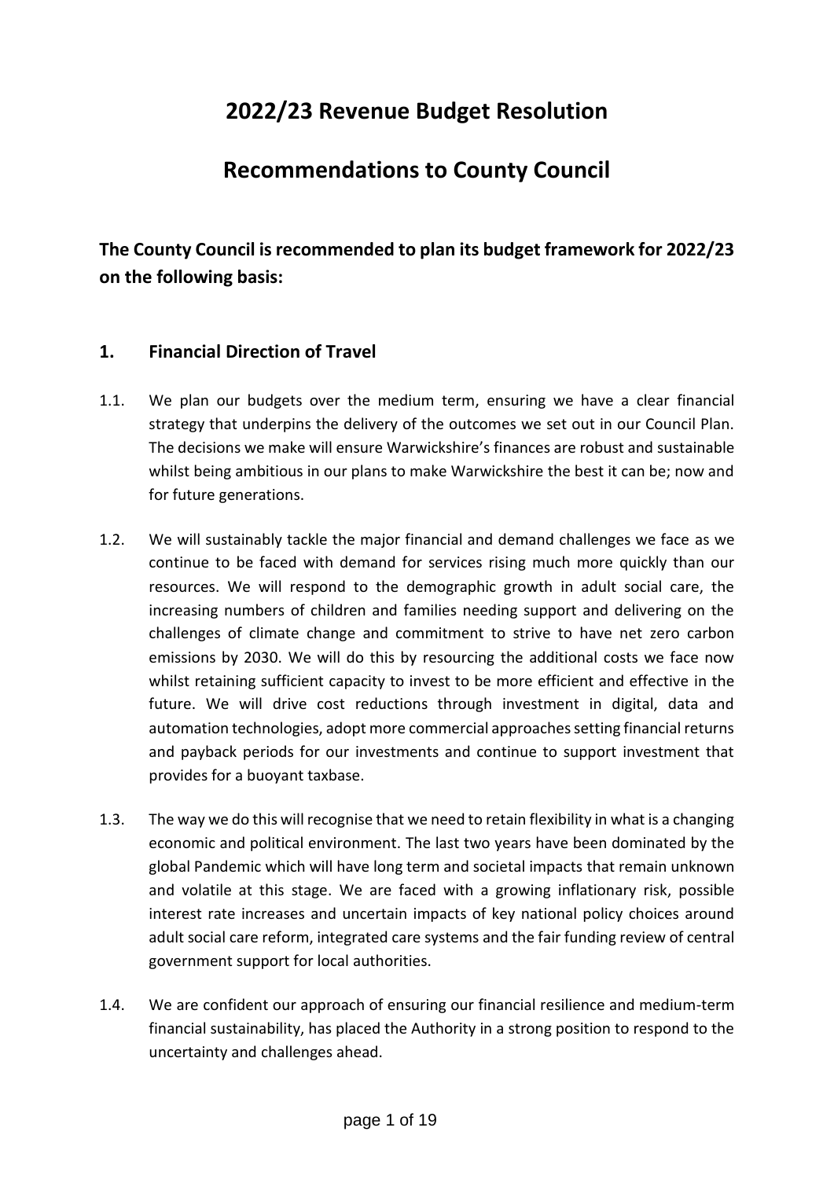# 2022/23 Revenue Budget Resolution

# Recommendations to County Council

**The County Council is recommended to plan its budget framework for 2022/23 on the following basis:**

## 1. Financial Direction of Travel

1.1. We plan our budgets over the medium term, ensuring we have a clear financial strategy that underpins the delivery of the outcomes we set out in our Council Plan. The decisions we make will ensure Warwickshire's finances are robust and sustainable whilst being ambitious in our plans to make Warwickshire the best it can be; now and for future generations.

1.2. We will sustainably tackle the major financial and demand challenges we face as we continue to be faced with demand for services rising much more quickly than our resources. We will respond to the demographic growth in adult social care, the increasing numbers of children and families needing support and delivering on the challenges of climate change and commitment to strive to have net zero carbon emissions by 2030. We will do this by resourcing the additional costs we face now whilst retaining sufficient capacity to invest to be more efficient and effective in the future. We will drive cost reductions through investment in digital, data and automation technologies, adopt more commercial approaches setting financial returns and payback periods for our investments and continue to support investment that provides for a buoyant taxbase.

1.3. The way we do this will recognise that we need to retain flexibility in what is a changing economic and political environment. The last two years have been dominated by the global Pandemic which will have long term and societal impacts that remain unknown and volatile at this stage. We are faced with a growing inflationary risk, possible interest rate increases and uncertain impacts of key national policy choices around adult social care reform, integrated care systems and the fair funding review of central government support for local authorities.

1.4. We are confident our approach of ensuring our financial resilience and medium-term financial sustainability, has placed the Authority in a strong position to respond to the uncertainty and challenges ahead.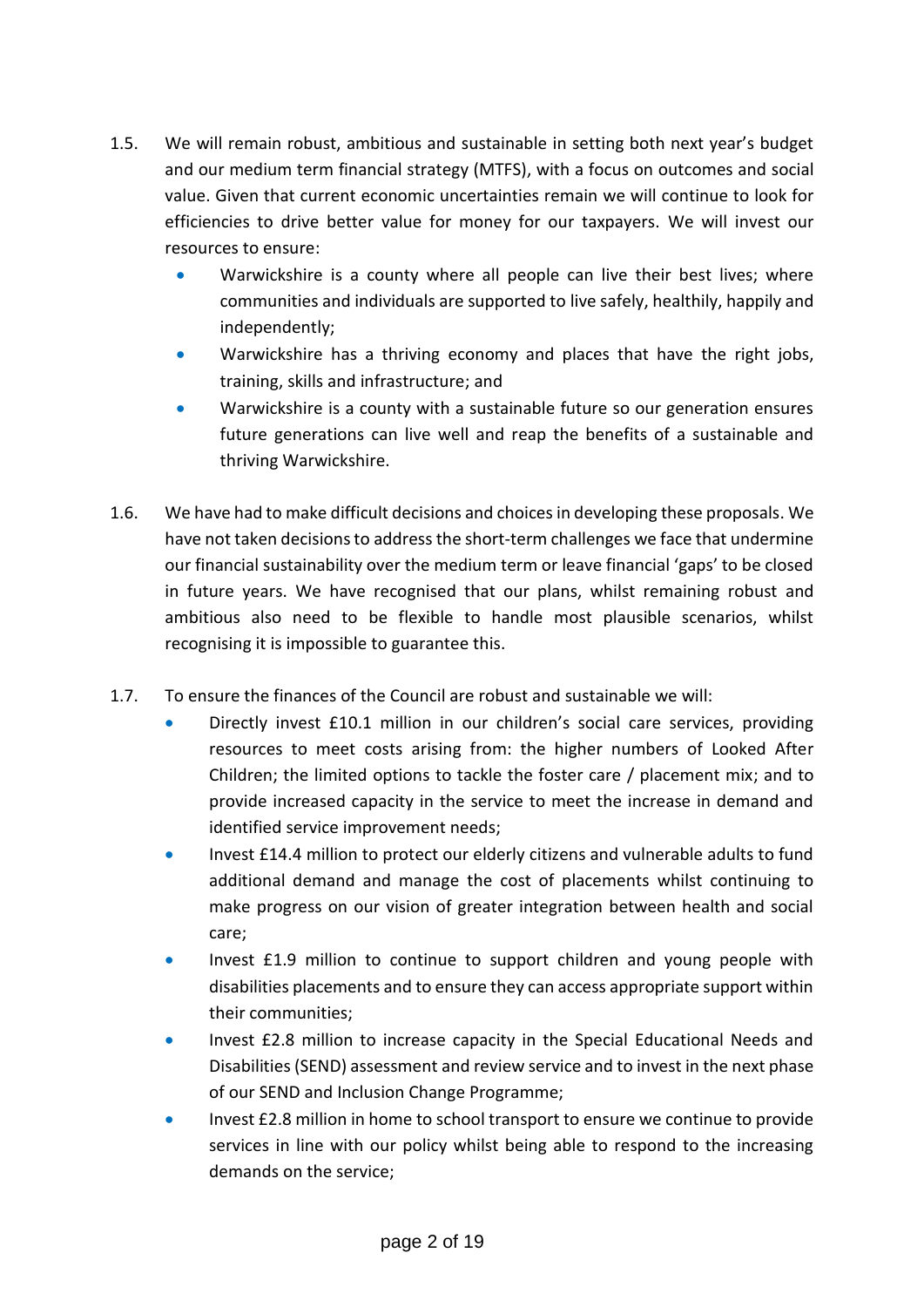1.5. We will remain robust, ambitious and sustainable in setting both next year's budget and our medium term financial strategy (MTFS), with a focus on outcomes and social value. Given that current economic uncertainties remain we will continue to look for efficiencies to drive better value for money for our taxpayers. We will invest our resources to ensure:

- Warwickshire is a county where all people can live their best lives; where communities and individuals are supported to live safely, healthily, happily and independently;
- Warwickshire has a thriving economy and places that have the right jobs, training, skills and infrastructure; and
- Warwickshire is a county with a sustainable future so our generation ensures future generations can live well and reap the benefits of a sustainable and thriving Warwickshire.

1.6. We have had to make difficult decisions and choices in developing these proposals. We have not taken decisions to address the short-term challenges we face that undermine our financial sustainability over the medium term or leave financial 'gaps' to be closed in future years. We have recognised that our plans, whilst remaining robust and ambitious also need to be flexible to handle most plausible scenarios, whilst recognising it is impossible to guarantee this.

1.7. To ensure the finances of the Council are robust and sustainable we will:

- Directly invest £10.1 million in our children's social care services, providing resources to meet costs arising from: the higher numbers of Looked After Children; the limited options to tackle the foster care / placement mix; and to provide increased capacity in the service to meet the increase in demand and identified service improvement needs;
- Invest £14.4 million to protect our elderly citizens and vulnerable adults to fund additional demand and manage the cost of placements whilst continuing to make progress on our vision of greater integration between health and social care;
- Invest £1.9 million to continue to support children and young people with disabilities placements and to ensure they can access appropriate support within their communities;
- Invest £2.8 million to increase capacity in the Special Educational Needs and Disabilities (SEND) assessment and review service and to invest in the next phase of our SEND and Inclusion Change Programme;
- Invest £2.8 million in home to school transport to ensure we continue to provide services in line with our policy whilst being able to respond to the increasing demands on the service;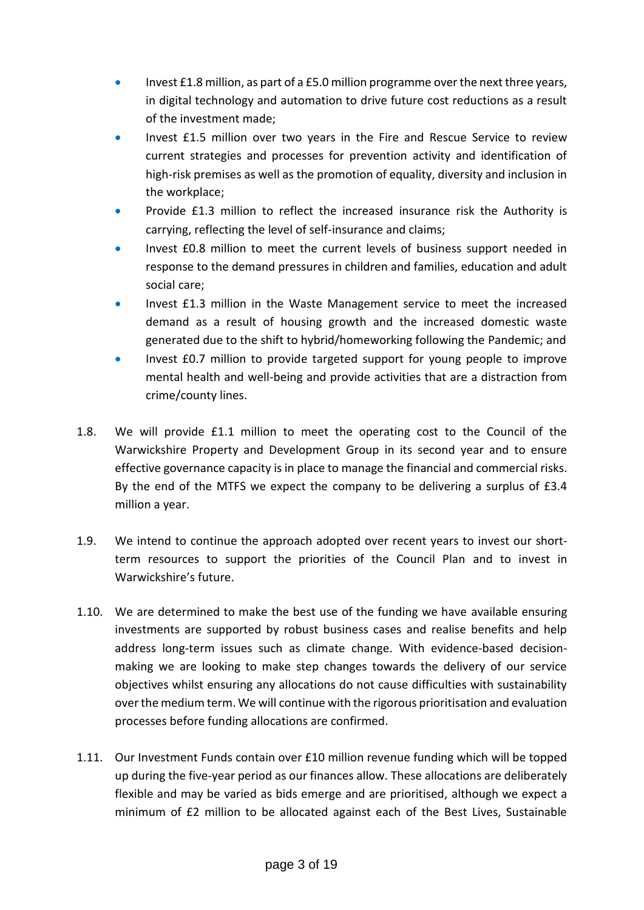- Invest £1.8 million, as part of a £5.0 million programme over the next three years, in digital technology and automation to drive future cost reductions as a result of the investment made;
- Invest £1.5 million over two years in the Fire and Rescue Service to review current strategies and processes for prevention activity and identification of high-risk premises as well as the promotion of equality, diversity and inclusion in the workplace;
- Provide £1.3 million to reflect the increased insurance risk the Authority is carrying, reflecting the level of self-insurance and claims;
- Invest £0.8 million to meet the current levels of business support needed in response to the demand pressures in children and families, education and adult social care;
- Invest £1.3 million in the Waste Management service to meet the increased demand as a result of housing growth and the increased domestic waste generated due to the shift to hybrid/homeworking following the Pandemic; and
- Invest £0.7 million to provide targeted support for young people to improve mental health and well-being and provide activities that are a distraction from crime/county lines.

1.8. We will provide £1.1 million to meet the operating cost to the Council of the Warwickshire Property and Development Group in its second year and to ensure effective governance capacity is in place to manage the financial and commercial risks. By the end of the MTFS we expect the company to be delivering a surplus of £3.4 million a year.

1.9. We intend to continue the approach adopted over recent years to invest our short-term resources to support the priorities of the Council Plan and to invest in Warwickshire's future.

1.10. We are determined to make the best use of the funding we have available ensuring investments are supported by robust business cases and realise benefits and help address long-term issues such as climate change. With evidence-based decision-making we are looking to make step changes towards the delivery of our service objectives whilst ensuring any allocations do not cause difficulties with sustainability over the medium term. We will continue with the rigorous prioritisation and evaluation processes before funding allocations are confirmed.

1.11. Our Investment Funds contain over £10 million revenue funding which will be topped up during the five-year period as our finances allow. These allocations are deliberately flexible and may be varied as bids emerge and are prioritised, although we expect a minimum of £2 million to be allocated against each of the Best Lives, Sustainable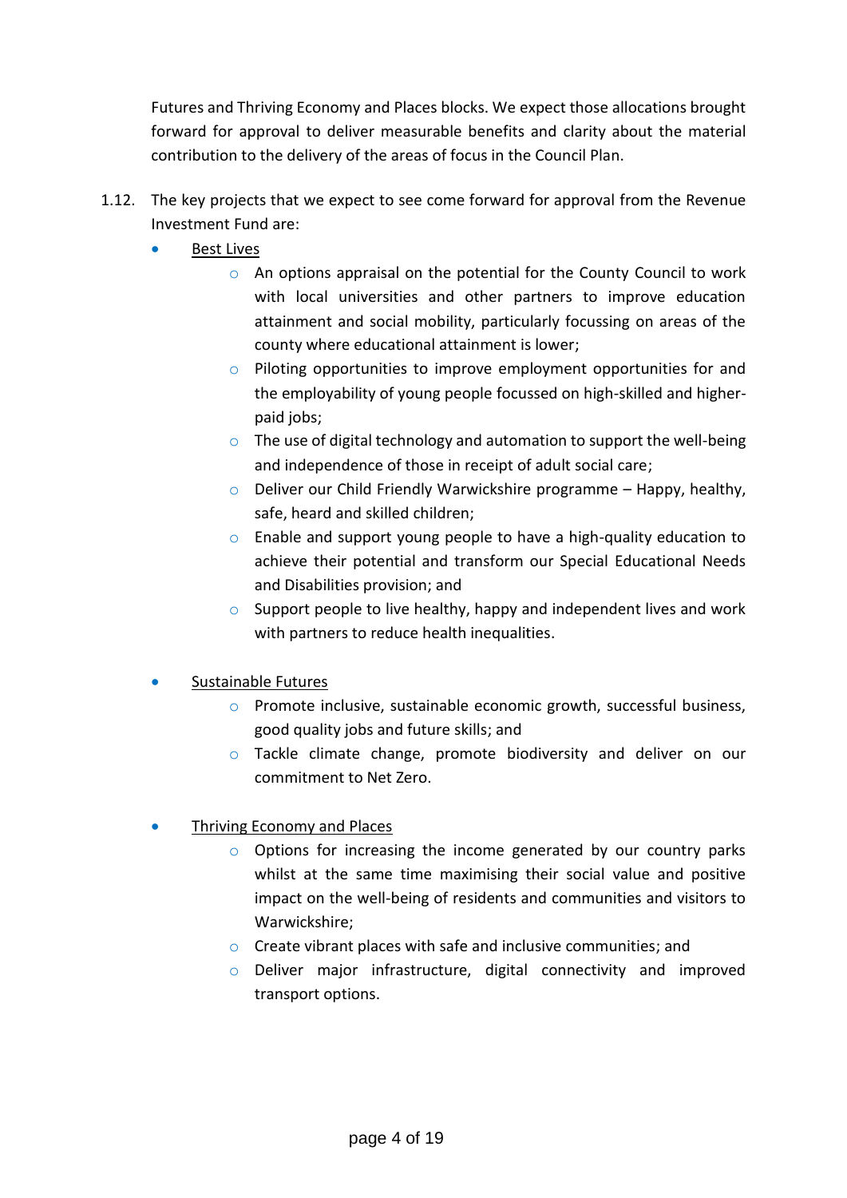Futures and Thriving Economy and Places blocks. We expect those allocations brought forward for approval to deliver measurable benefits and clarity about the material contribution to the delivery of the areas of focus in the Council Plan.

1.12. The key projects that we expect to see come forward for approval from the Revenue Investment Fund are:

- <u>Best Lives</u>
    - An options appraisal on the potential for the County Council to work with local universities and other partners to improve education attainment and social mobility, particularly focussing on areas of the county where educational attainment is lower;
    - Piloting opportunities to improve employment opportunities for and the employability of young people focussed on high-skilled and higher-paid jobs;
    - The use of digital technology and automation to support the well-being and independence of those in receipt of adult social care;
    - Deliver our Child Friendly Warwickshire programme – Happy, healthy, safe, heard and skilled children;
    - Enable and support young people to have a high-quality education to achieve their potential and transform our Special Educational Needs and Disabilities provision; and
    - Support people to live healthy, happy and independent lives and work with partners to reduce health inequalities.

- <u>Sustainable Futures</u>
    - Promote inclusive, sustainable economic growth, successful business, good quality jobs and future skills; and
    - Tackle climate change, promote biodiversity and deliver on our commitment to Net Zero.

- <u>Thriving Economy and Places</u>
    - Options for increasing the income generated by our country parks whilst at the same time maximising their social value and positive impact on the well-being of residents and communities and visitors to Warwickshire;
    - Create vibrant places with safe and inclusive communities; and
    - Deliver major infrastructure, digital connectivity and improved transport options.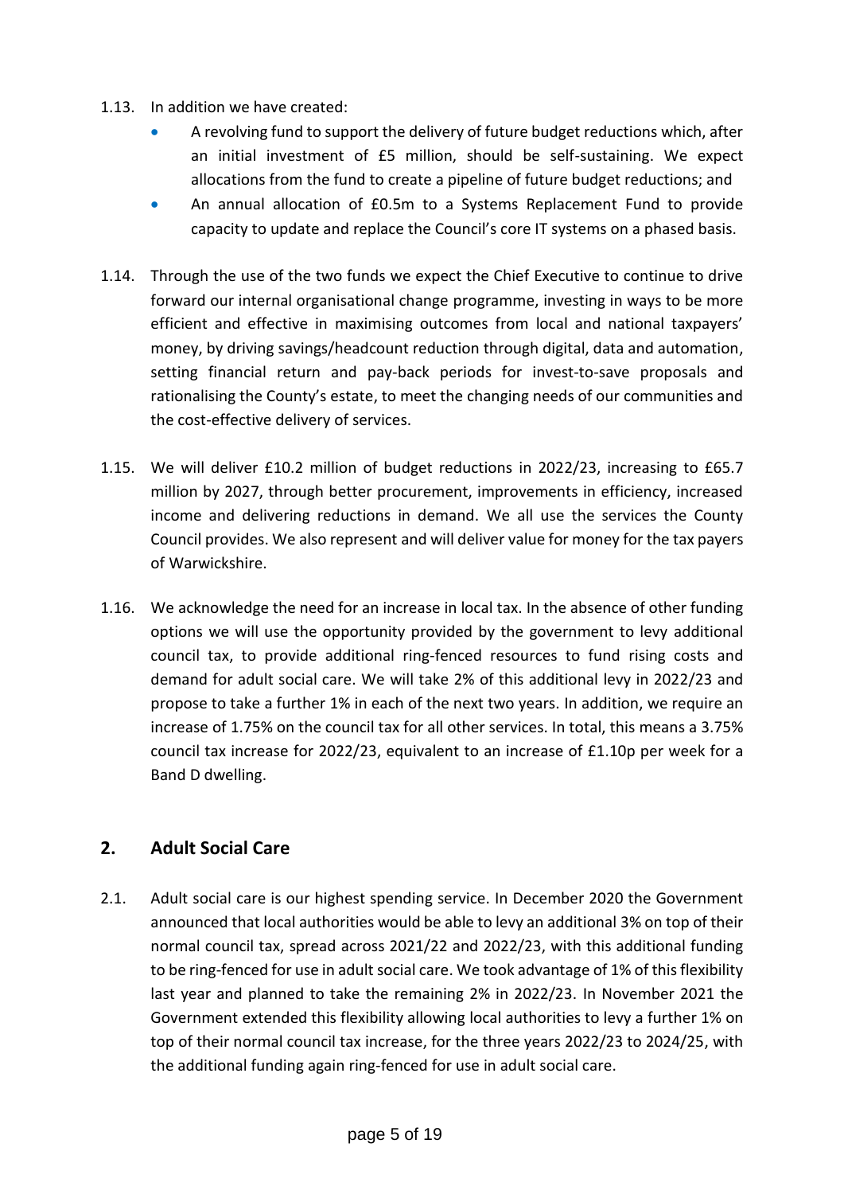1.13. In addition we have created:

- A revolving fund to support the delivery of future budget reductions which, after an initial investment of £5 million, should be self-sustaining. We expect allocations from the fund to create a pipeline of future budget reductions; and
- An annual allocation of £0.5m to a Systems Replacement Fund to provide capacity to update and replace the Council's core IT systems on a phased basis.

1.14. Through the use of the two funds we expect the Chief Executive to continue to drive forward our internal organisational change programme, investing in ways to be more efficient and effective in maximising outcomes from local and national taxpayers' money, by driving savings/headcount reduction through digital, data and automation, setting financial return and pay-back periods for invest-to-save proposals and rationalising the County's estate, to meet the changing needs of our communities and the cost-effective delivery of services.

1.15. We will deliver £10.2 million of budget reductions in 2022/23, increasing to £65.7 million by 2027, through better procurement, improvements in efficiency, increased income and delivering reductions in demand. We all use the services the County Council provides. We also represent and will deliver value for money for the tax payers of Warwickshire.

1.16. We acknowledge the need for an increase in local tax. In the absence of other funding options we will use the opportunity provided by the government to levy additional council tax, to provide additional ring-fenced resources to fund rising costs and demand for adult social care. We will take 2% of this additional levy in 2022/23 and propose to take a further 1% in each of the next two years. In addition, we require an increase of 1.75% on the council tax for all other services. In total, this means a 3.75% council tax increase for 2022/23, equivalent to an increase of £1.10p per week for a Band D dwelling.

## 2. Adult Social Care

2.1. Adult social care is our highest spending service. In December 2020 the Government announced that local authorities would be able to levy an additional 3% on top of their normal council tax, spread across 2021/22 and 2022/23, with this additional funding to be ring-fenced for use in adult social care. We took advantage of 1% of this flexibility last year and planned to take the remaining 2% in 2022/23. In November 2021 the Government extended this flexibility allowing local authorities to levy a further 1% on top of their normal council tax increase, for the three years 2022/23 to 2024/25, with the additional funding again ring-fenced for use in adult social care.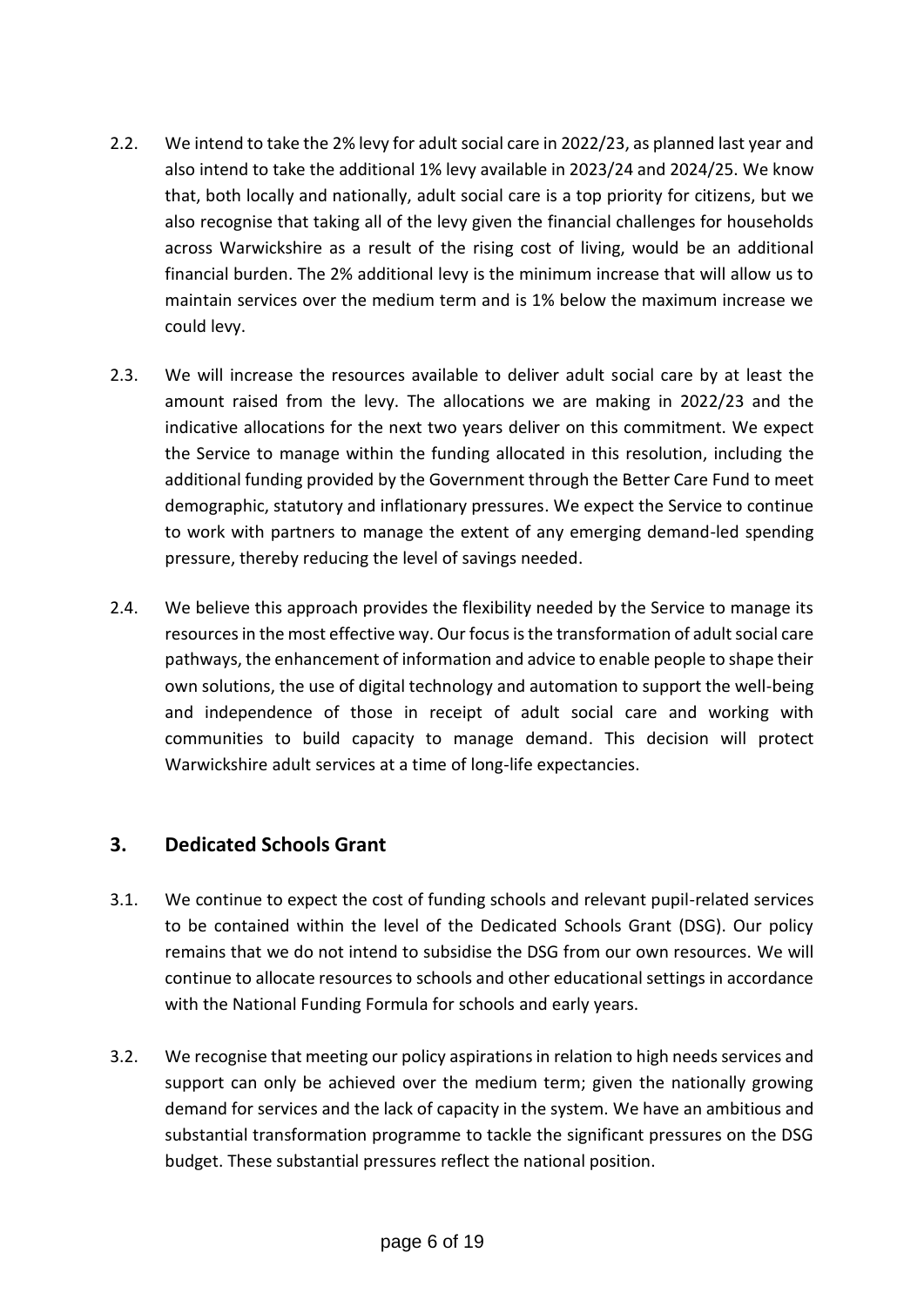2.2. We intend to take the 2% levy for adult social care in 2022/23, as planned last year and also intend to take the additional 1% levy available in 2023/24 and 2024/25. We know that, both locally and nationally, adult social care is a top priority for citizens, but we also recognise that taking all of the levy given the financial challenges for households across Warwickshire as a result of the rising cost of living, would be an additional financial burden. The 2% additional levy is the minimum increase that will allow us to maintain services over the medium term and is 1% below the maximum increase we could levy.

2.3. We will increase the resources available to deliver adult social care by at least the amount raised from the levy. The allocations we are making in 2022/23 and the indicative allocations for the next two years deliver on this commitment. We expect the Service to manage within the funding allocated in this resolution, including the additional funding provided by the Government through the Better Care Fund to meet demographic, statutory and inflationary pressures. We expect the Service to continue to work with partners to manage the extent of any emerging demand-led spending pressure, thereby reducing the level of savings needed.

2.4. We believe this approach provides the flexibility needed by the Service to manage its resources in the most effective way. Our focus is the transformation of adult social care pathways, the enhancement of information and advice to enable people to shape their own solutions, the use of digital technology and automation to support the well-being and independence of those in receipt of adult social care and working with communities to build capacity to manage demand. This decision will protect Warwickshire adult services at a time of long-life expectancies.

## 3. Dedicated Schools Grant

3.1. We continue to expect the cost of funding schools and relevant pupil-related services to be contained within the level of the Dedicated Schools Grant (DSG). Our policy remains that we do not intend to subsidise the DSG from our own resources. We will continue to allocate resources to schools and other educational settings in accordance with the National Funding Formula for schools and early years.

3.2. We recognise that meeting our policy aspirations in relation to high needs services and support can only be achieved over the medium term; given the nationally growing demand for services and the lack of capacity in the system. We have an ambitious and substantial transformation programme to tackle the significant pressures on the DSG budget. These substantial pressures reflect the national position.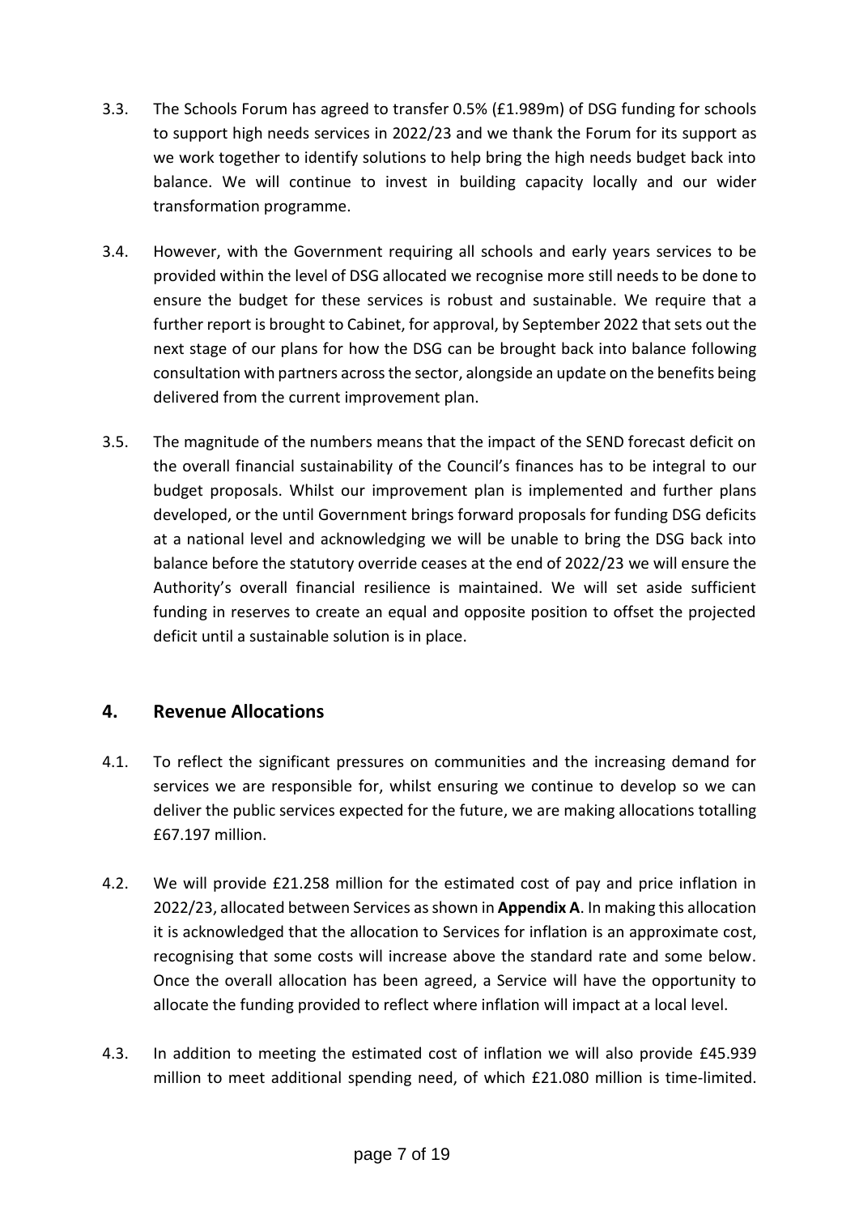3.3. The Schools Forum has agreed to transfer 0.5% (£1.989m) of DSG funding for schools to support high needs services in 2022/23 and we thank the Forum for its support as we work together to identify solutions to help bring the high needs budget back into balance. We will continue to invest in building capacity locally and our wider transformation programme.

3.4. However, with the Government requiring all schools and early years services to be provided within the level of DSG allocated we recognise more still needs to be done to ensure the budget for these services is robust and sustainable. We require that a further report is brought to Cabinet, for approval, by September 2022 that sets out the next stage of our plans for how the DSG can be brought back into balance following consultation with partners across the sector, alongside an update on the benefits being delivered from the current improvement plan.

3.5. The magnitude of the numbers means that the impact of the SEND forecast deficit on the overall financial sustainability of the Council's finances has to be integral to our budget proposals. Whilst our improvement plan is implemented and further plans developed, or the until Government brings forward proposals for funding DSG deficits at a national level and acknowledging we will be unable to bring the DSG back into balance before the statutory override ceases at the end of 2022/23 we will ensure the Authority's overall financial resilience is maintained. We will set aside sufficient funding in reserves to create an equal and opposite position to offset the projected deficit until a sustainable solution is in place.

## 4. Revenue Allocations

4.1. To reflect the significant pressures on communities and the increasing demand for services we are responsible for, whilst ensuring we continue to develop so we can deliver the public services expected for the future, we are making allocations totalling £67.197 million.

4.2. We will provide £21.258 million for the estimated cost of pay and price inflation in 2022/23, allocated between Services as shown in **Appendix A**. In making this allocation it is acknowledged that the allocation to Services for inflation is an approximate cost, recognising that some costs will increase above the standard rate and some below. Once the overall allocation has been agreed, a Service will have the opportunity to allocate the funding provided to reflect where inflation will impact at a local level.

4.3. In addition to meeting the estimated cost of inflation we will also provide £45.939 million to meet additional spending need, of which £21.080 million is time-limited.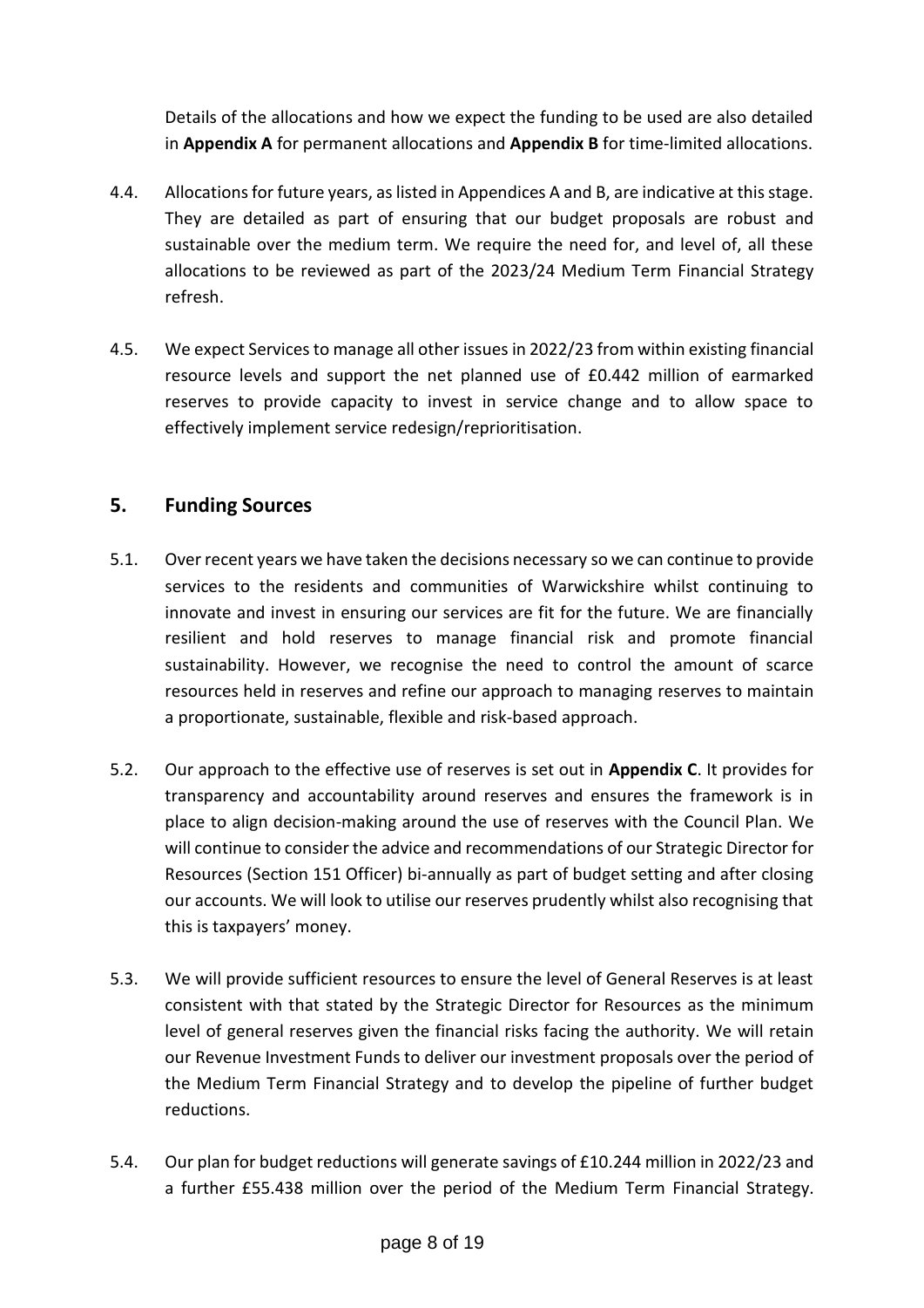Details of the allocations and how we expect the funding to be used are also detailed in **Appendix A** for permanent allocations and **Appendix B** for time-limited allocations.

4.4. Allocations for future years, as listed in Appendices A and B, are indicative at this stage. They are detailed as part of ensuring that our budget proposals are robust and sustainable over the medium term. We require the need for, and level of, all these allocations to be reviewed as part of the 2023/24 Medium Term Financial Strategy refresh.

4.5. We expect Services to manage all other issues in 2022/23 from within existing financial resource levels and support the net planned use of £0.442 million of earmarked reserves to provide capacity to invest in service change and to allow space to effectively implement service redesign/reprioritisation.

## 5. Funding Sources

5.1. Over recent years we have taken the decisions necessary so we can continue to provide services to the residents and communities of Warwickshire whilst continuing to innovate and invest in ensuring our services are fit for the future. We are financially resilient and hold reserves to manage financial risk and promote financial sustainability. However, we recognise the need to control the amount of scarce resources held in reserves and refine our approach to managing reserves to maintain a proportionate, sustainable, flexible and risk-based approach.

5.2. Our approach to the effective use of reserves is set out in **Appendix C**. It provides for transparency and accountability around reserves and ensures the framework is in place to align decision-making around the use of reserves with the Council Plan. We will continue to consider the advice and recommendations of our Strategic Director for Resources (Section 151 Officer) bi-annually as part of budget setting and after closing our accounts. We will look to utilise our reserves prudently whilst also recognising that this is taxpayers' money.

5.3. We will provide sufficient resources to ensure the level of General Reserves is at least consistent with that stated by the Strategic Director for Resources as the minimum level of general reserves given the financial risks facing the authority. We will retain our Revenue Investment Funds to deliver our investment proposals over the period of the Medium Term Financial Strategy and to develop the pipeline of further budget reductions.

5.4. Our plan for budget reductions will generate savings of £10.244 million in 2022/23 and a further £55.438 million over the period of the Medium Term Financial Strategy.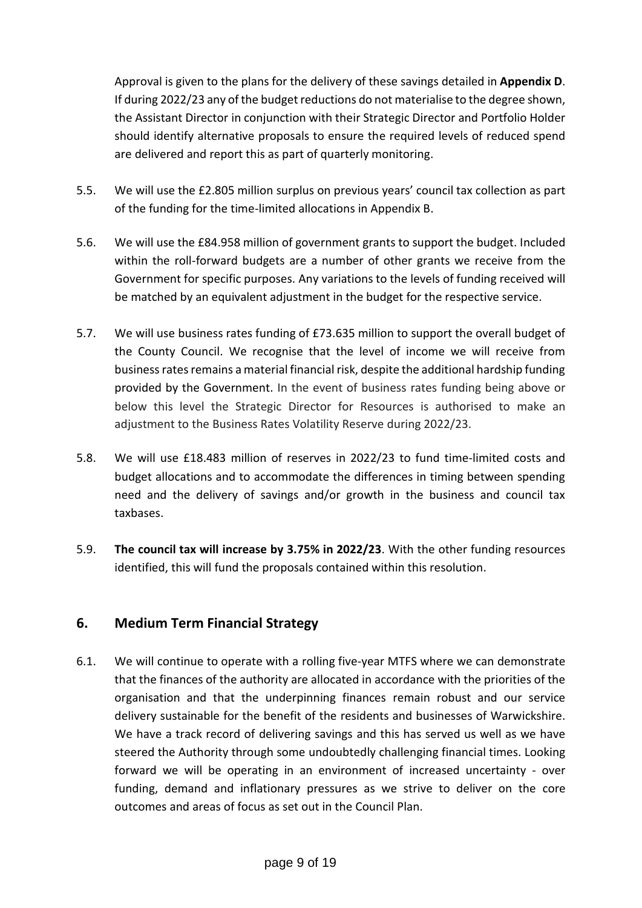Approval is given to the plans for the delivery of these savings detailed in **Appendix D**. If during 2022/23 any of the budget reductions do not materialise to the degree shown, the Assistant Director in conjunction with their Strategic Director and Portfolio Holder should identify alternative proposals to ensure the required levels of reduced spend are delivered and report this as part of quarterly monitoring.

5.5. We will use the £2.805 million surplus on previous years' council tax collection as part of the funding for the time-limited allocations in Appendix B.

5.6. We will use the £84.958 million of government grants to support the budget. Included within the roll-forward budgets are a number of other grants we receive from the Government for specific purposes. Any variations to the levels of funding received will be matched by an equivalent adjustment in the budget for the respective service.

5.7. We will use business rates funding of £73.635 million to support the overall budget of the County Council. We recognise that the level of income we will receive from business rates remains a material financial risk, despite the additional hardship funding provided by the Government. In the event of business rates funding being above or below this level the Strategic Director for Resources is authorised to make an adjustment to the Business Rates Volatility Reserve during 2022/23.

5.8. We will use £18.483 million of reserves in 2022/23 to fund time-limited costs and budget allocations and to accommodate the differences in timing between spending need and the delivery of savings and/or growth in the business and council tax taxbases.

5.9. **The council tax will increase by 3.75% in 2022/23**. With the other funding resources identified, this will fund the proposals contained within this resolution.

## 6. Medium Term Financial Strategy

6.1. We will continue to operate with a rolling five-year MTFS where we can demonstrate that the finances of the authority are allocated in accordance with the priorities of the organisation and that the underpinning finances remain robust and our service delivery sustainable for the benefit of the residents and businesses of Warwickshire. We have a track record of delivering savings and this has served us well as we have steered the Authority through some undoubtedly challenging financial times. Looking forward we will be operating in an environment of increased uncertainty - over funding, demand and inflationary pressures as we strive to deliver on the core outcomes and areas of focus as set out in the Council Plan.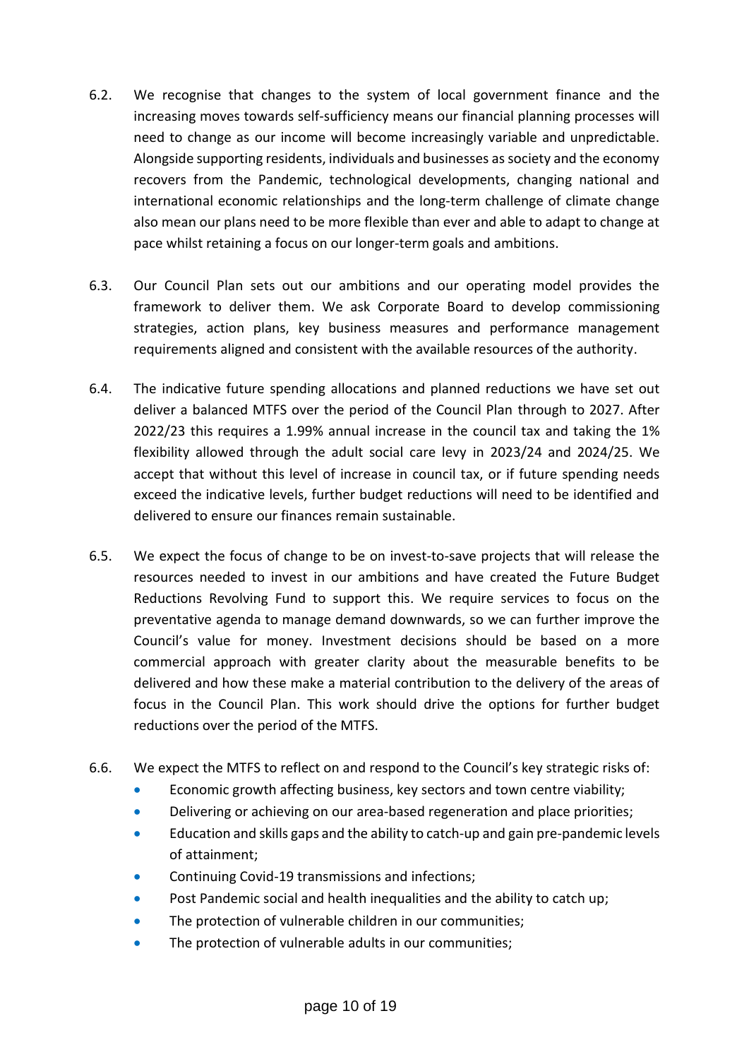6.2. We recognise that changes to the system of local government finance and the increasing moves towards self-sufficiency means our financial planning processes will need to change as our income will become increasingly variable and unpredictable. Alongside supporting residents, individuals and businesses as society and the economy recovers from the Pandemic, technological developments, changing national and international economic relationships and the long-term challenge of climate change also mean our plans need to be more flexible than ever and able to adapt to change at pace whilst retaining a focus on our longer-term goals and ambitions.

6.3. Our Council Plan sets out our ambitions and our operating model provides the framework to deliver them. We ask Corporate Board to develop commissioning strategies, action plans, key business measures and performance management requirements aligned and consistent with the available resources of the authority.

6.4. The indicative future spending allocations and planned reductions we have set out deliver a balanced MTFS over the period of the Council Plan through to 2027. After 2022/23 this requires a 1.99% annual increase in the council tax and taking the 1% flexibility allowed through the adult social care levy in 2023/24 and 2024/25. We accept that without this level of increase in council tax, or if future spending needs exceed the indicative levels, further budget reductions will need to be identified and delivered to ensure our finances remain sustainable.

6.5. We expect the focus of change to be on invest-to-save projects that will release the resources needed to invest in our ambitions and have created the Future Budget Reductions Revolving Fund to support this. We require services to focus on the preventative agenda to manage demand downwards, so we can further improve the Council's value for money. Investment decisions should be based on a more commercial approach with greater clarity about the measurable benefits to be delivered and how these make a material contribution to the delivery of the areas of focus in the Council Plan. This work should drive the options for further budget reductions over the period of the MTFS.

6.6. We expect the MTFS to reflect on and respond to the Council's key strategic risks of:

- Economic growth affecting business, key sectors and town centre viability;
- Delivering or achieving on our area-based regeneration and place priorities;
- Education and skills gaps and the ability to catch-up and gain pre-pandemic levels of attainment;
- Continuing Covid-19 transmissions and infections;
- Post Pandemic social and health inequalities and the ability to catch up;
- The protection of vulnerable children in our communities;
- The protection of vulnerable adults in our communities;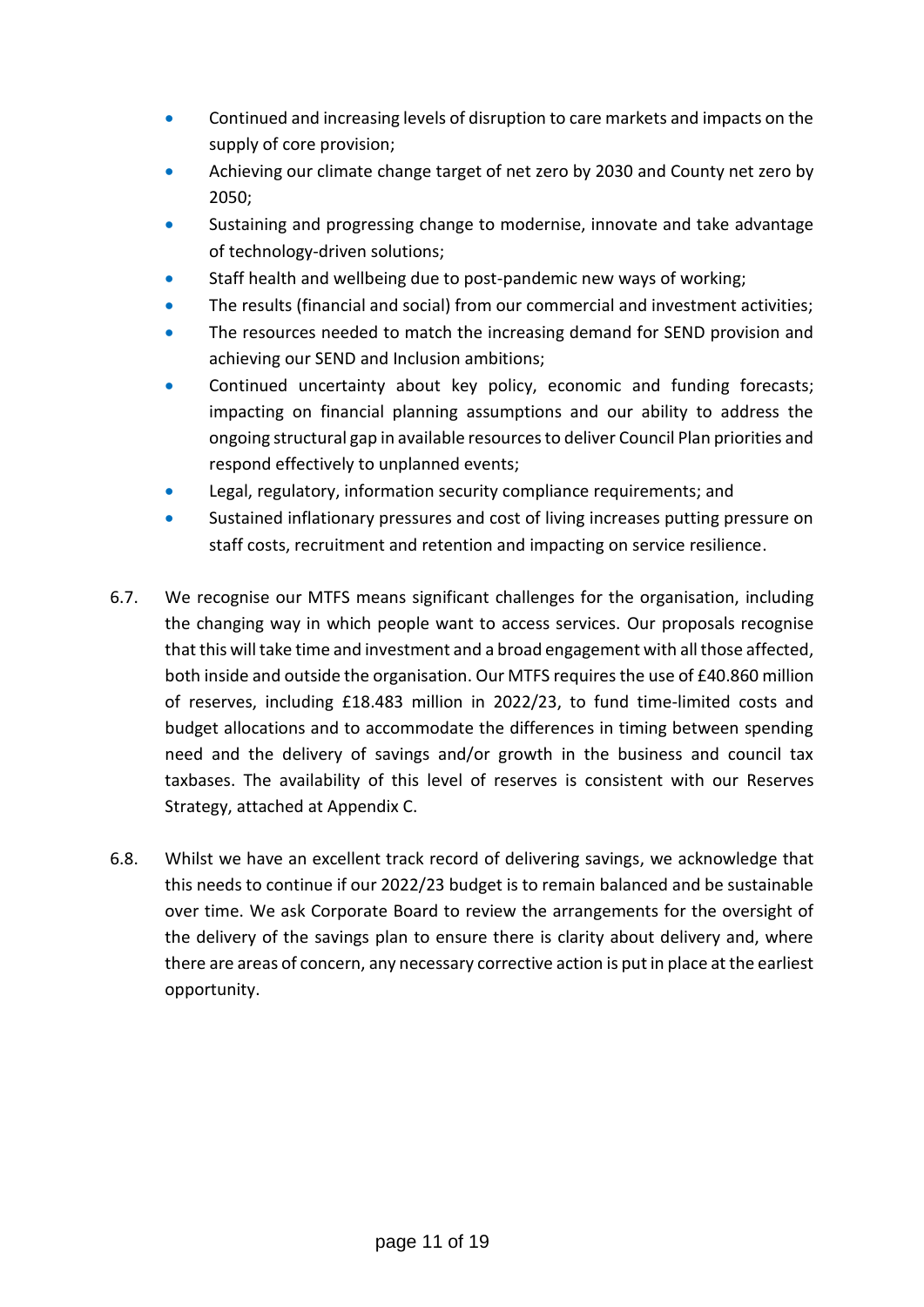- Continued and increasing levels of disruption to care markets and impacts on the supply of core provision;
- Achieving our climate change target of net zero by 2030 and County net zero by 2050;
- Sustaining and progressing change to modernise, innovate and take advantage of technology-driven solutions;
- Staff health and wellbeing due to post-pandemic new ways of working;
- The results (financial and social) from our commercial and investment activities;
- The resources needed to match the increasing demand for SEND provision and achieving our SEND and Inclusion ambitions;
- Continued uncertainty about key policy, economic and funding forecasts; impacting on financial planning assumptions and our ability to address the ongoing structural gap in available resources to deliver Council Plan priorities and respond effectively to unplanned events;
- Legal, regulatory, information security compliance requirements; and
- Sustained inflationary pressures and cost of living increases putting pressure on staff costs, recruitment and retention and impacting on service resilience.

6.7. We recognise our MTFS means significant challenges for the organisation, including the changing way in which people want to access services. Our proposals recognise that this will take time and investment and a broad engagement with all those affected, both inside and outside the organisation. Our MTFS requires the use of £40.860 million of reserves, including £18.483 million in 2022/23, to fund time-limited costs and budget allocations and to accommodate the differences in timing between spending need and the delivery of savings and/or growth in the business and council tax taxbases. The availability of this level of reserves is consistent with our Reserves Strategy, attached at Appendix C.

6.8. Whilst we have an excellent track record of delivering savings, we acknowledge that this needs to continue if our 2022/23 budget is to remain balanced and be sustainable over time. We ask Corporate Board to review the arrangements for the oversight of the delivery of the savings plan to ensure there is clarity about delivery and, where there are areas of concern, any necessary corrective action is put in place at the earliest opportunity.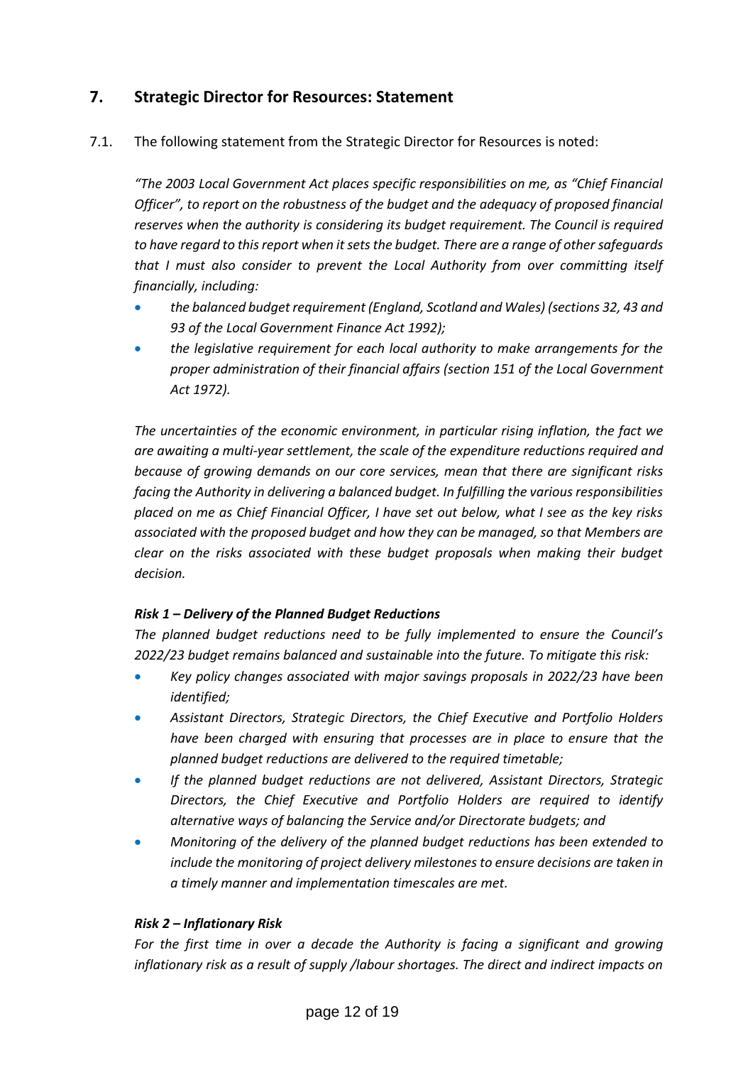## 7. Strategic Director for Resources: Statement

7.1. The following statement from the Strategic Director for Resources is noted:

*"The 2003 Local Government Act places specific responsibilities on me, as "Chief Financial Officer", to report on the robustness of the budget and the adequacy of proposed financial reserves when the authority is considering its budget requirement. The Council is required to have regard to this report when it sets the budget. There are a range of other safeguards that I must also consider to prevent the Local Authority from over committing itself financially, including:*

- *the balanced budget requirement (England, Scotland and Wales) (sections 32, 43 and 93 of the Local Government Finance Act 1992);*
- *the legislative requirement for each local authority to make arrangements for the proper administration of their financial affairs (section 151 of the Local Government Act 1972).*

*The uncertainties of the economic environment, in particular rising inflation, the fact we are awaiting a multi-year settlement, the scale of the expenditure reductions required and because of growing demands on our core services, mean that there are significant risks facing the Authority in delivering a balanced budget. In fulfilling the various responsibilities placed on me as Chief Financial Officer, I have set out below, what I see as the key risks associated with the proposed budget and how they can be managed, so that Members are clear on the risks associated with these budget proposals when making their budget decision.*

***Risk 1 – Delivery of the Planned Budget Reductions***

*The planned budget reductions need to be fully implemented to ensure the Council's 2022/23 budget remains balanced and sustainable into the future. To mitigate this risk:*

- *Key policy changes associated with major savings proposals in 2022/23 have been identified;*
- *Assistant Directors, Strategic Directors, the Chief Executive and Portfolio Holders have been charged with ensuring that processes are in place to ensure that the planned budget reductions are delivered to the required timetable;*
- *If the planned budget reductions are not delivered, Assistant Directors, Strategic Directors, the Chief Executive and Portfolio Holders are required to identify alternative ways of balancing the Service and/or Directorate budgets; and*
- *Monitoring of the delivery of the planned budget reductions has been extended to include the monitoring of project delivery milestones to ensure decisions are taken in a timely manner and implementation timescales are met.*

***Risk 2 – Inflationary Risk***

*For the first time in over a decade the Authority is facing a significant and growing inflationary risk as a result of supply /labour shortages. The direct and indirect impacts on*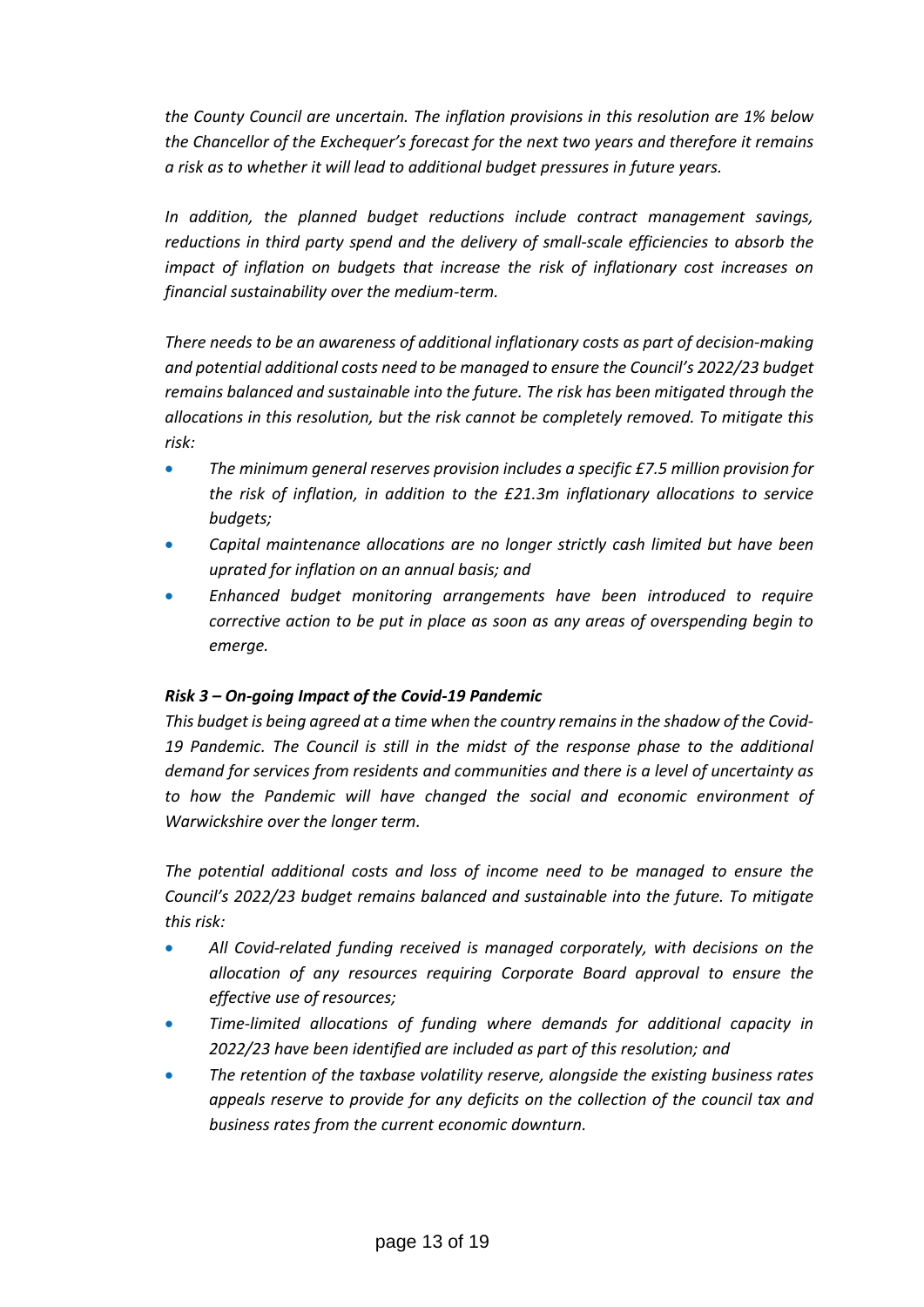*the County Council are uncertain. The inflation provisions in this resolution are 1% below the Chancellor of the Exchequer's forecast for the next two years and therefore it remains a risk as to whether it will lead to additional budget pressures in future years.*

*In addition, the planned budget reductions include contract management savings, reductions in third party spend and the delivery of small-scale efficiencies to absorb the impact of inflation on budgets that increase the risk of inflationary cost increases on financial sustainability over the medium-term.*

*There needs to be an awareness of additional inflationary costs as part of decision-making and potential additional costs need to be managed to ensure the Council's 2022/23 budget remains balanced and sustainable into the future. The risk has been mitigated through the allocations in this resolution, but the risk cannot be completely removed. To mitigate this risk:*

- *The minimum general reserves provision includes a specific £7.5 million provision for the risk of inflation, in addition to the £21.3m inflationary allocations to service budgets;*
- *Capital maintenance allocations are no longer strictly cash limited but have been uprated for inflation on an annual basis; and*
- *Enhanced budget monitoring arrangements have been introduced to require corrective action to be put in place as soon as any areas of overspending begin to emerge.*

***Risk 3 – On-going Impact of the Covid-19 Pandemic***

*This budget is being agreed at a time when the country remains in the shadow of the Covid-19 Pandemic. The Council is still in the midst of the response phase to the additional demand for services from residents and communities and there is a level of uncertainty as to how the Pandemic will have changed the social and economic environment of Warwickshire over the longer term.*

*The potential additional costs and loss of income need to be managed to ensure the Council's 2022/23 budget remains balanced and sustainable into the future. To mitigate this risk:*

- *All Covid-related funding received is managed corporately, with decisions on the allocation of any resources requiring Corporate Board approval to ensure the effective use of resources;*
- *Time-limited allocations of funding where demands for additional capacity in 2022/23 have been identified are included as part of this resolution; and*
- *The retention of the taxbase volatility reserve, alongside the existing business rates appeals reserve to provide for any deficits on the collection of the council tax and business rates from the current economic downturn.*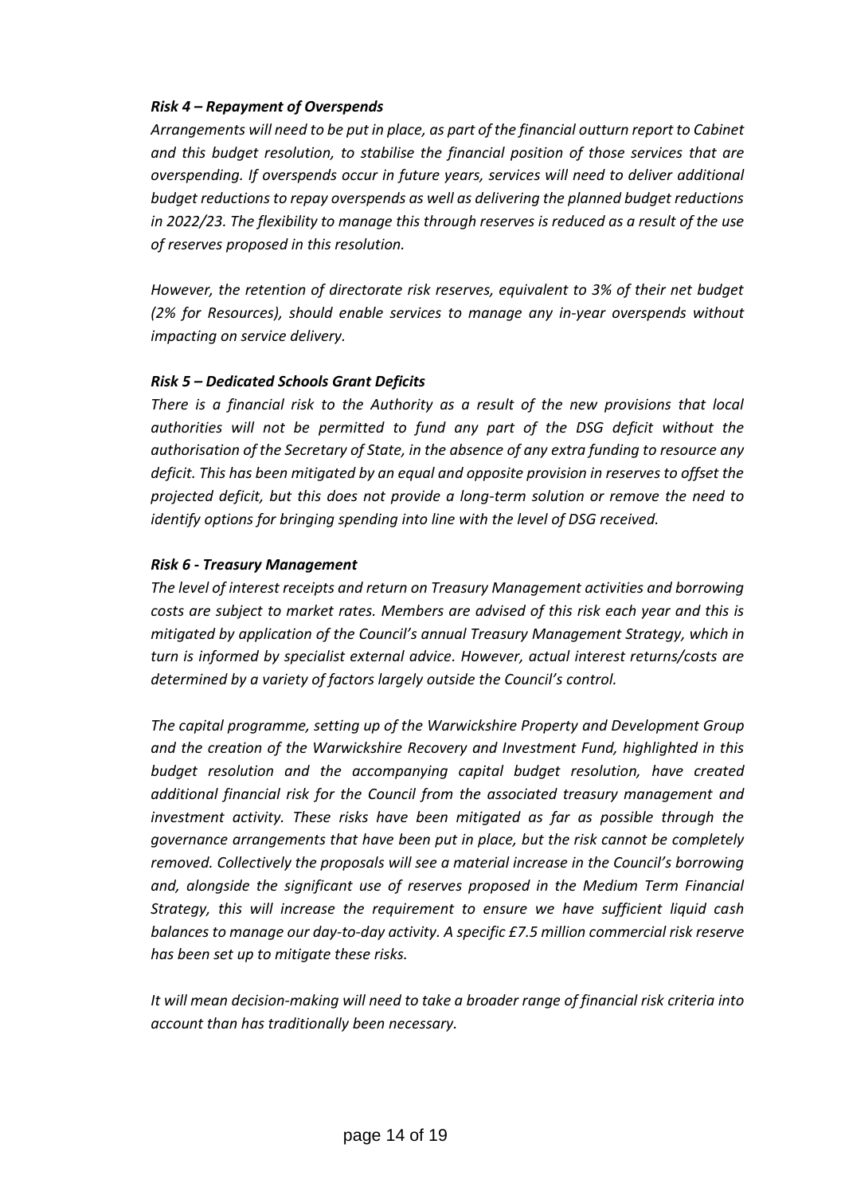***Risk 4 – Repayment of Overspends***

*Arrangements will need to be put in place, as part of the financial outturn report to Cabinet and this budget resolution, to stabilise the financial position of those services that are overspending. If overspends occur in future years, services will need to deliver additional budget reductions to repay overspends as well as delivering the planned budget reductions in 2022/23. The flexibility to manage this through reserves is reduced as a result of the use of reserves proposed in this resolution.*

*However, the retention of directorate risk reserves, equivalent to 3% of their net budget (2% for Resources), should enable services to manage any in-year overspends without impacting on service delivery.*

***Risk 5 – Dedicated Schools Grant Deficits***

*There is a financial risk to the Authority as a result of the new provisions that local authorities will not be permitted to fund any part of the DSG deficit without the authorisation of the Secretary of State, in the absence of any extra funding to resource any deficit. This has been mitigated by an equal and opposite provision in reserves to offset the projected deficit, but this does not provide a long-term solution or remove the need to identify options for bringing spending into line with the level of DSG received.*

***Risk 6 - Treasury Management***

*The level of interest receipts and return on Treasury Management activities and borrowing costs are subject to market rates. Members are advised of this risk each year and this is mitigated by application of the Council's annual Treasury Management Strategy, which in turn is informed by specialist external advice. However, actual interest returns/costs are determined by a variety of factors largely outside the Council's control.*

*The capital programme, setting up of the Warwickshire Property and Development Group and the creation of the Warwickshire Recovery and Investment Fund, highlighted in this budget resolution and the accompanying capital budget resolution, have created additional financial risk for the Council from the associated treasury management and investment activity. These risks have been mitigated as far as possible through the governance arrangements that have been put in place, but the risk cannot be completely removed. Collectively the proposals will see a material increase in the Council's borrowing and, alongside the significant use of reserves proposed in the Medium Term Financial Strategy, this will increase the requirement to ensure we have sufficient liquid cash balances to manage our day-to-day activity. A specific £7.5 million commercial risk reserve has been set up to mitigate these risks.*

*It will mean decision-making will need to take a broader range of financial risk criteria into account than has traditionally been necessary.*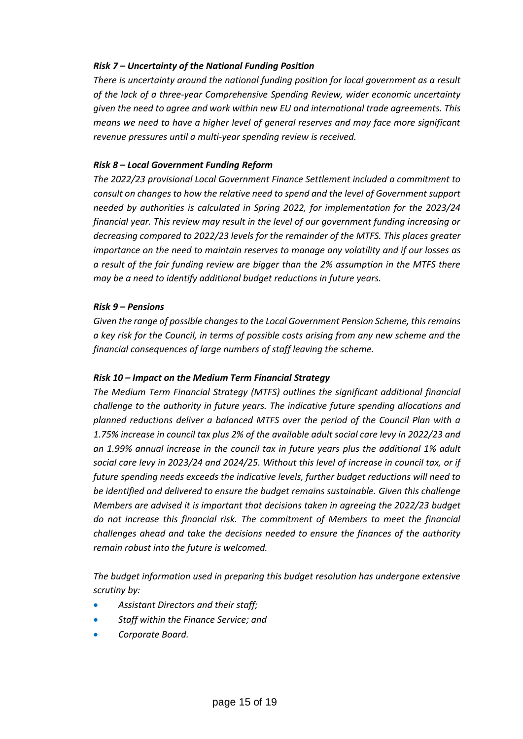***Risk 7 – Uncertainty of the National Funding Position***

*There is uncertainty around the national funding position for local government as a result of the lack of a three-year Comprehensive Spending Review, wider economic uncertainty given the need to agree and work within new EU and international trade agreements. This means we need to have a higher level of general reserves and may face more significant revenue pressures until a multi-year spending review is received.*

***Risk 8 – Local Government Funding Reform***

*The 2022/23 provisional Local Government Finance Settlement included a commitment to consult on changes to how the relative need to spend and the level of Government support needed by authorities is calculated in Spring 2022, for implementation for the 2023/24 financial year. This review may result in the level of our government funding increasing or decreasing compared to 2022/23 levels for the remainder of the MTFS. This places greater importance on the need to maintain reserves to manage any volatility and if our losses as a result of the fair funding review are bigger than the 2% assumption in the MTFS there may be a need to identify additional budget reductions in future years.*

***Risk 9 – Pensions***

*Given the range of possible changes to the Local Government Pension Scheme, this remains a key risk for the Council, in terms of possible costs arising from any new scheme and the financial consequences of large numbers of staff leaving the scheme.*

***Risk 10 – Impact on the Medium Term Financial Strategy***

*The Medium Term Financial Strategy (MTFS) outlines the significant additional financial challenge to the authority in future years. The indicative future spending allocations and planned reductions deliver a balanced MTFS over the period of the Council Plan with a 1.75% increase in council tax plus 2% of the available adult social care levy in 2022/23 and an 1.99% annual increase in the council tax in future years plus the additional 1% adult social care levy in 2023/24 and 2024/25. Without this level of increase in council tax, or if future spending needs exceeds the indicative levels, further budget reductions will need to be identified and delivered to ensure the budget remains sustainable. Given this challenge Members are advised it is important that decisions taken in agreeing the 2022/23 budget do not increase this financial risk. The commitment of Members to meet the financial challenges ahead and take the decisions needed to ensure the finances of the authority remain robust into the future is welcomed.*

*The budget information used in preparing this budget resolution has undergone extensive scrutiny by:*

- *Assistant Directors and their staff;*
- *Staff within the Finance Service; and*
- *Corporate Board.*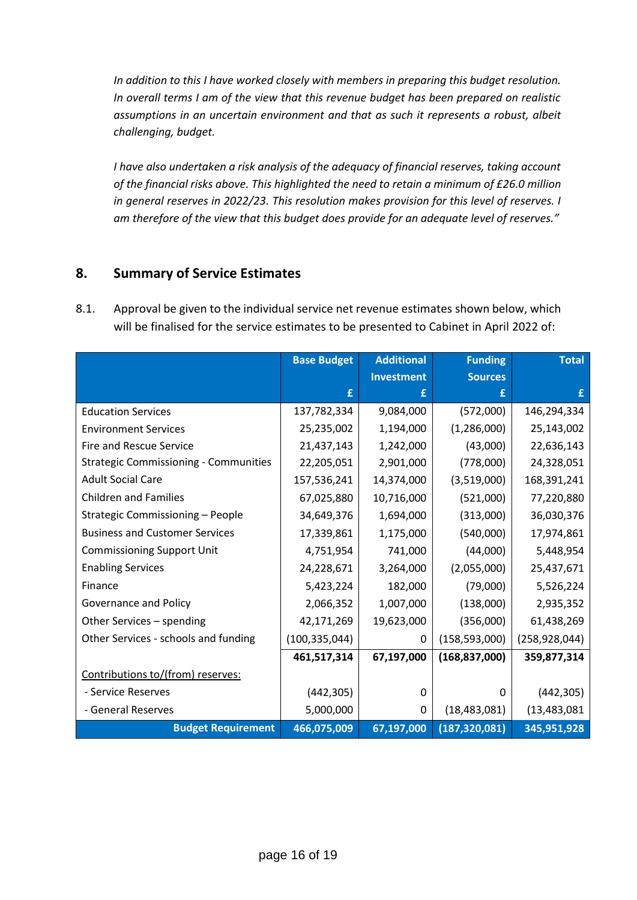*In addition to this I have worked closely with members in preparing this budget resolution. In overall terms I am of the view that this revenue budget has been prepared on realistic assumptions in an uncertain environment and that as such it represents a robust, albeit challenging, budget.*

*I have also undertaken a risk analysis of the adequacy of financial reserves, taking account of the financial risks above. This highlighted the need to retain a minimum of £26.0 million in general reserves in 2022/23. This resolution makes provision for this level of reserves. I am therefore of the view that this budget does provide for an adequate level of reserves."*

## 8. Summary of Service Estimates

8.1. Approval be given to the individual service net revenue estimates shown below, which will be finalised for the service estimates to be presented to Cabinet in April 2022 of:

| | Base Budget £ | Additional Investment £ | Funding Sources £ | Total £ |
|---|---|---|---|---|
| Education Services | 137,782,334 | 9,084,000 | (572,000) | 146,294,334 |
| Environment Services | 25,235,002 | 1,194,000 | (1,286,000) | 25,143,002 |
| Fire and Rescue Service | 21,437,143 | 1,242,000 | (43,000) | 22,636,143 |
| Strategic Commissioning - Communities | 22,205,051 | 2,901,000 | (778,000) | 24,328,051 |
| Adult Social Care | 157,536,241 | 14,374,000 | (3,519,000) | 168,391,241 |
| Children and Families | 67,025,880 | 10,716,000 | (521,000) | 77,220,880 |
| Strategic Commissioning – People | 34,649,376 | 1,694,000 | (313,000) | 36,030,376 |
| Business and Customer Services | 17,339,861 | 1,175,000 | (540,000) | 17,974,861 |
| Commissioning Support Unit | 4,751,954 | 741,000 | (44,000) | 5,448,954 |
| Enabling Services | 24,228,671 | 3,264,000 | (2,055,000) | 25,437,671 |
| Finance | 5,423,224 | 182,000 | (79,000) | 5,526,224 |
| Governance and Policy | 2,066,352 | 1,007,000 | (138,000) | 2,935,352 |
| Other Services – spending | 42,171,269 | 19,623,000 | (356,000) | 61,438,269 |
| Other Services - schools and funding | (100,335,044) | 0 | (158,593,000) | (258,928,044) |
| | **461,517,314** | **67,197,000** | **(168,837,000)** | **359,877,314** |
| Contributions to/(from) reserves: | | | | |
| - Service Reserves | (442,305) | 0 | 0 | (442,305) |
| - General Reserves | 5,000,000 | 0 | (18,483,081) | (13,483,081 |
| **Budget Requirement** | **466,075,009** | **67,197,000** | **(187,320,081)** | **345,951,928** |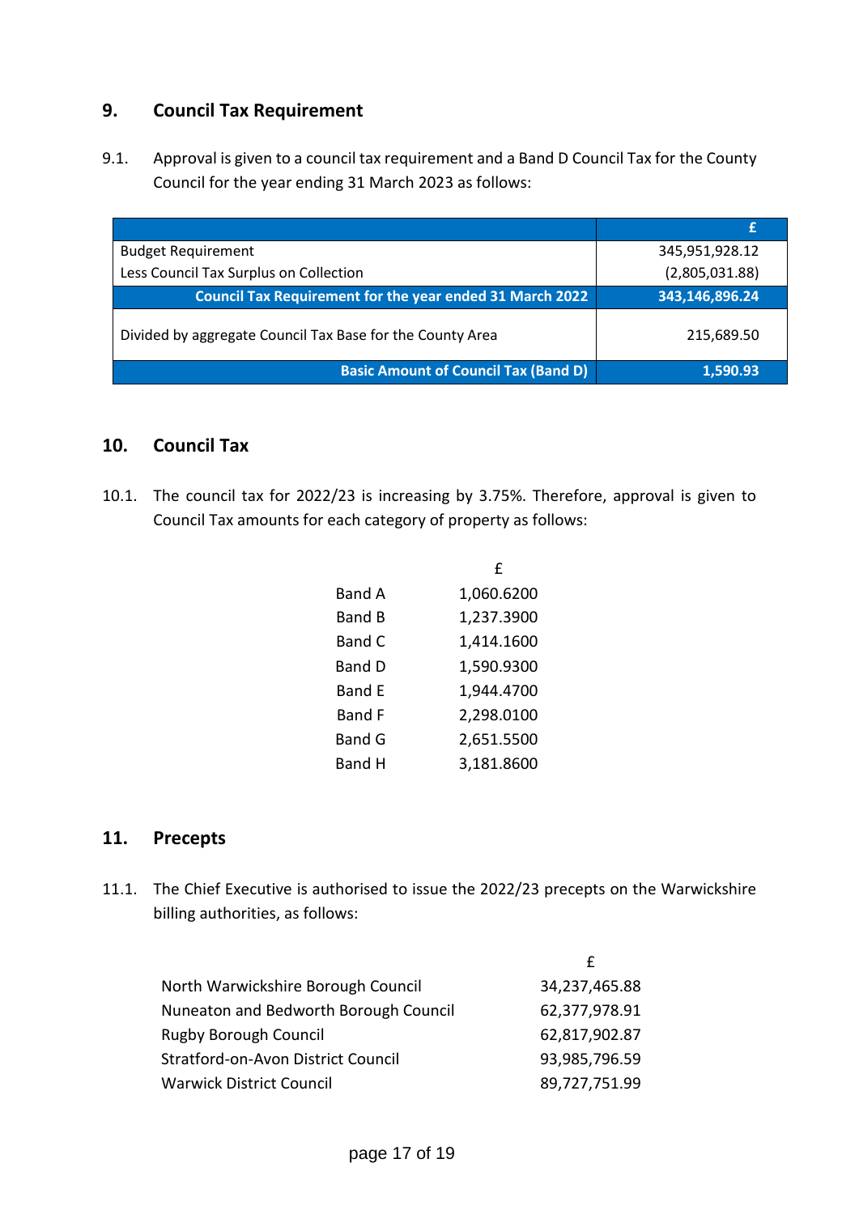## 9. Council Tax Requirement

9.1. Approval is given to a council tax requirement and a Band D Council Tax for the County Council for the year ending 31 March 2023 as follows:

| | £ |
|---|---|
| Budget Requirement | 345,951,928.12 |
| Less Council Tax Surplus on Collection | (2,805,031.88) |
| **Council Tax Requirement for the year ended 31 March 2022** | **343,146,896.24** |
| Divided by aggregate Council Tax Base for the County Area | 215,689.50 |
| **Basic Amount of Council Tax (Band D)** | **1,590.93** |

## 10. Council Tax

10.1. The council tax for 2022/23 is increasing by 3.75%. Therefore, approval is given to Council Tax amounts for each category of property as follows:

| | £ |
|---|---|
| Band A | 1,060.6200 |
| Band B | 1,237.3900 |
| Band C | 1,414.1600 |
| Band D | 1,590.9300 |
| Band E | 1,944.4700 |
| Band F | 2,298.0100 |
| Band G | 2,651.5500 |
| Band H | 3,181.8600 |

## 11. Precepts

11.1. The Chief Executive is authorised to issue the 2022/23 precepts on the Warwickshire billing authorities, as follows:

| | £ |
|---|---|
| North Warwickshire Borough Council | 34,237,465.88 |
| Nuneaton and Bedworth Borough Council | 62,377,978.91 |
| Rugby Borough Council | 62,817,902.87 |
| Stratford-on-Avon District Council | 93,985,796.59 |
| Warwick District Council | 89,727,751.99 |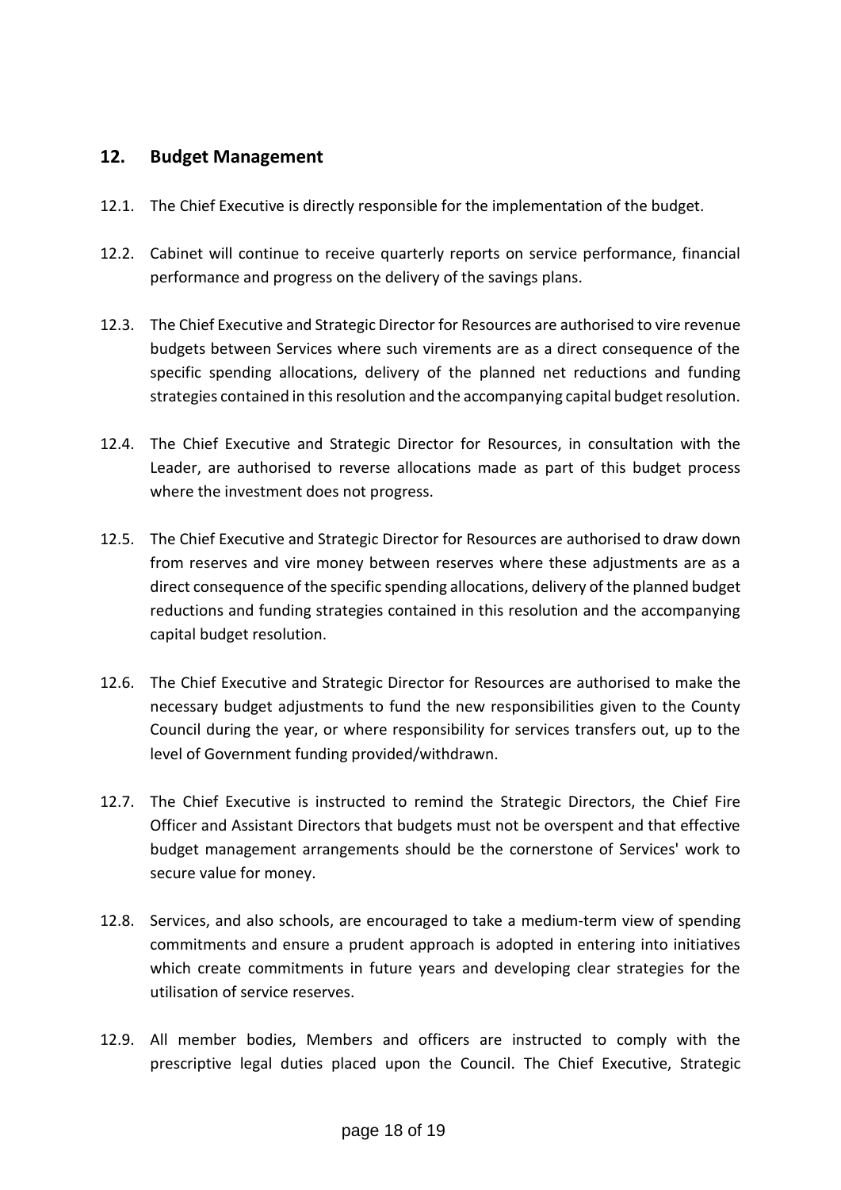## 12. Budget Management

12.1. The Chief Executive is directly responsible for the implementation of the budget.

12.2. Cabinet will continue to receive quarterly reports on service performance, financial performance and progress on the delivery of the savings plans.

12.3. The Chief Executive and Strategic Director for Resources are authorised to vire revenue budgets between Services where such virements are as a direct consequence of the specific spending allocations, delivery of the planned net reductions and funding strategies contained in this resolution and the accompanying capital budget resolution.

12.4. The Chief Executive and Strategic Director for Resources, in consultation with the Leader, are authorised to reverse allocations made as part of this budget process where the investment does not progress.

12.5. The Chief Executive and Strategic Director for Resources are authorised to draw down from reserves and vire money between reserves where these adjustments are as a direct consequence of the specific spending allocations, delivery of the planned budget reductions and funding strategies contained in this resolution and the accompanying capital budget resolution.

12.6. The Chief Executive and Strategic Director for Resources are authorised to make the necessary budget adjustments to fund the new responsibilities given to the County Council during the year, or where responsibility for services transfers out, up to the level of Government funding provided/withdrawn.

12.7. The Chief Executive is instructed to remind the Strategic Directors, the Chief Fire Officer and Assistant Directors that budgets must not be overspent and that effective budget management arrangements should be the cornerstone of Services' work to secure value for money.

12.8. Services, and also schools, are encouraged to take a medium-term view of spending commitments and ensure a prudent approach is adopted in entering into initiatives which create commitments in future years and developing clear strategies for the utilisation of service reserves.

12.9. All member bodies, Members and officers are instructed to comply with the prescriptive legal duties placed upon the Council. The Chief Executive, Strategic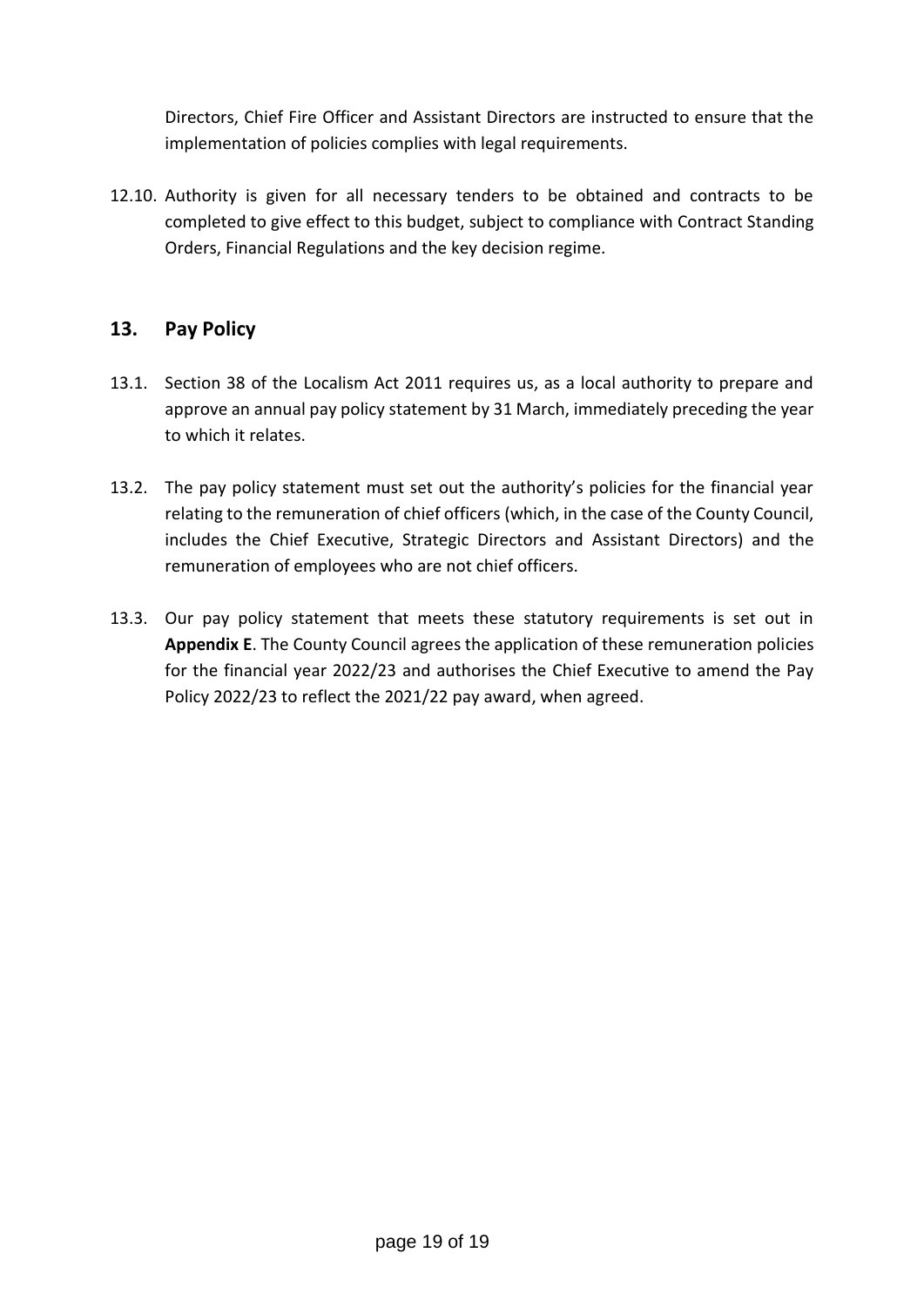Directors, Chief Fire Officer and Assistant Directors are instructed to ensure that the implementation of policies complies with legal requirements.

12.10. Authority is given for all necessary tenders to be obtained and contracts to be completed to give effect to this budget, subject to compliance with Contract Standing Orders, Financial Regulations and the key decision regime.

## 13. Pay Policy

13.1. Section 38 of the Localism Act 2011 requires us, as a local authority to prepare and approve an annual pay policy statement by 31 March, immediately preceding the year to which it relates.

13.2. The pay policy statement must set out the authority's policies for the financial year relating to the remuneration of chief officers (which, in the case of the County Council, includes the Chief Executive, Strategic Directors and Assistant Directors) and the remuneration of employees who are not chief officers.

13.3. Our pay policy statement that meets these statutory requirements is set out in **Appendix E**. The County Council agrees the application of these remuneration policies for the financial year 2022/23 and authorises the Chief Executive to amend the Pay Policy 2022/23 to reflect the 2021/22 pay award, when agreed.